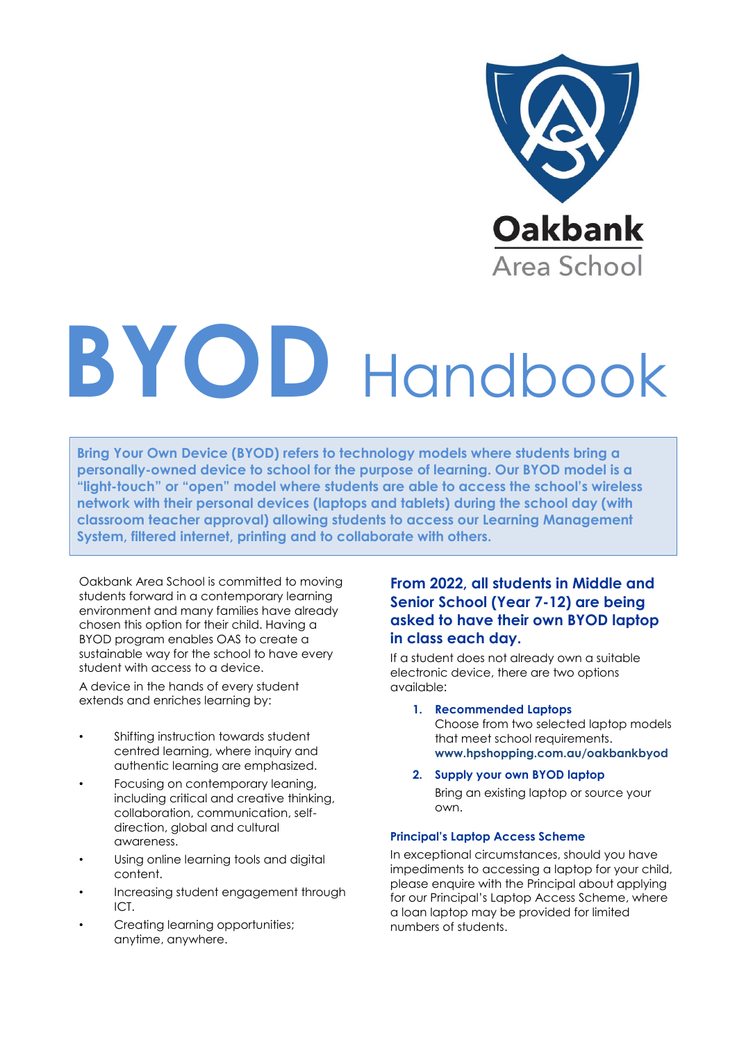Oakbank Area School

# BYOD Handbook

**Bring Your Own Device (BYOD) refers to technology models where students bring a personally-owned device to school for the purpose of learning. Our BYOD model is a "light-touch" or "open" model where students are able to access the school's wireless network with their personal devices (laptops and tablets) during the school day (with classroom teacher approval) allowing students to access our Learning Management System, filtered internet, printing and to collaborate with others.**

Oakbank Area School is committed to moving students forward in a contemporary learning environment and many families have already chosen this option for their child. Having a BYOD program enables OAS to create a sustainable way for the school to have every student with access to a device.

A device in the hands of every student extends and enriches learning by:

- Shifting instruction towards student centred learning, where inquiry and authentic learning are emphasized.
- Focusing on contemporary leaning, including critical and creative thinking, collaboration, communication, self-direction, global and cultural awareness.
- Using online learning tools and digital content.
- Increasing student engagement through ICT.
- Creating learning opportunities; anytime, anywhere.

## From 2022, all students in Middle and Senior School (Year 7-12) are being asked to have their own BYOD laptop in class each day.

If a student does not already own a suitable electronic device, there are two options available:

1. **Recommended Laptops**
   Choose from two selected laptop models that meet school requirements.
   **www.hpshopping.com.au/oakbankbyod**
2. **Supply your own BYOD laptop**
   Bring an existing laptop or source your own.

### Principal's Laptop Access Scheme

In exceptional circumstances, should you have impediments to accessing a laptop for your child, please enquire with the Principal about applying for our Principal's Laptop Access Scheme, where a loan laptop may be provided for limited numbers of students.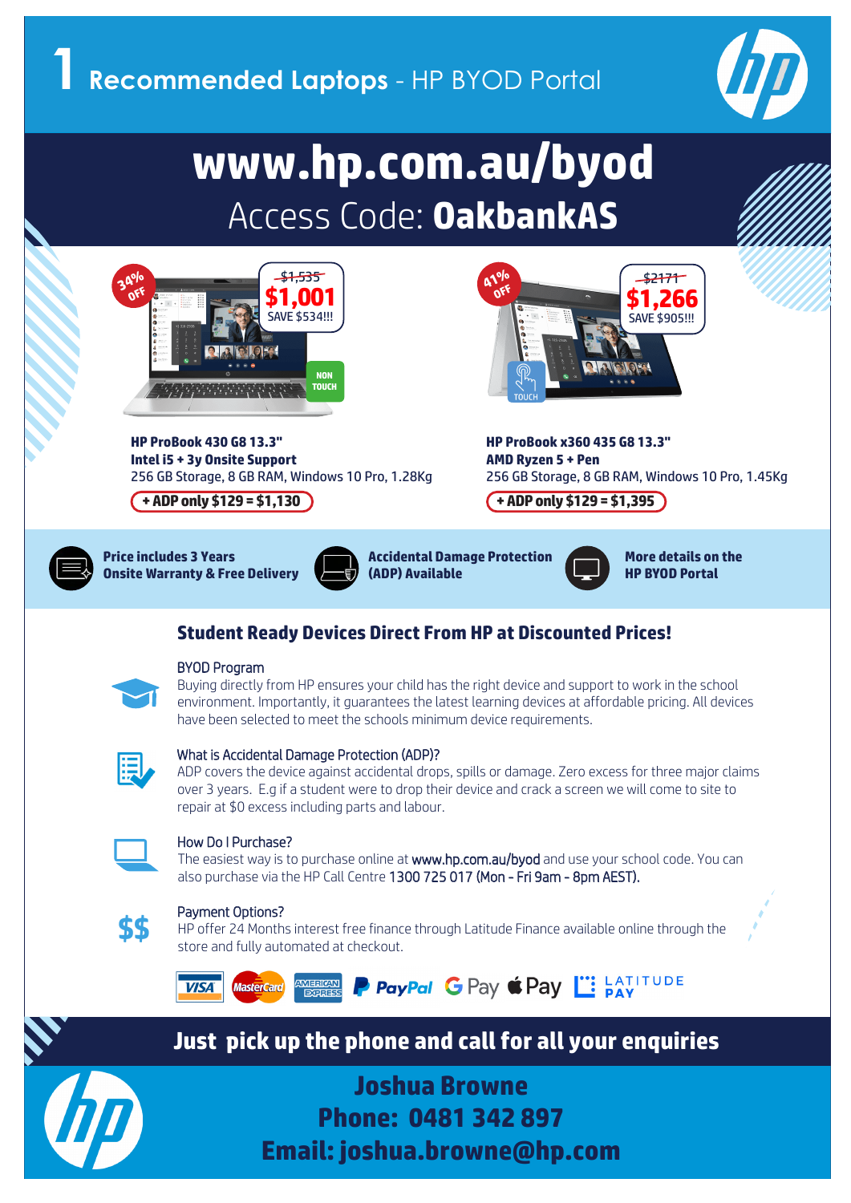# 1 Recommended Laptops - HP BYOD Portal

## www.hp.com.au/byod

Access Code: **OakbankAS**

34% OFF

~~$1,535~~ **$1,001** SAVE $534!!!

NON TOUCH

**HP ProBook 430 G8 13.3"**
**Intel i5 + 3y Onsite Support**
256 GB Storage, 8 GB RAM, Windows 10 Pro, 1.28Kg

**+ ADP only $129 = $1,130**

41% OFF

~~$2171~~ **$1,266** SAVE $905!!!

TOUCH

**HP ProBook x360 435 G8 13.3"**
**AMD Ryzen 5 + Pen**
256 GB Storage, 8 GB RAM, Windows 10 Pro, 1.45Kg

**+ ADP only $129 = $1,395**

**Price includes 3 Years Onsite Warranty & Free Delivery**

**Accidental Damage Protection (ADP) Available**

**More details on the HP BYOD Portal**

## Student Ready Devices Direct From HP at Discounted Prices!

### BYOD Program

Buying directly from HP ensures your child has the right device and support to work in the school environment. Importantly, it guarantees the latest learning devices at affordable pricing. All devices have been selected to meet the schools minimum device requirements.

### What is Accidental Damage Protection (ADP)?

ADP covers the device against accidental drops, spills or damage. Zero excess for three major claims over 3 years. E.g if a student were to drop their device and crack a screen we will come to site to repair at $0 excess including parts and labour.

### How Do I Purchase?

The easiest way is to purchase online at www.hp.com.au/byod and use your school code. You can also purchase via the HP Call Centre 1300 725 017 (Mon - Fri 9am - 8pm AEST).

### Payment Options?

HP offer 24 Months interest free finance through Latitude Finance available online through the store and fully automated at checkout.

VISA · MasterCard · American Express · PayPal · G Pay · Apple Pay · LATITUDE PAY

## Just pick up the phone and call for all your enquiries

**Joshua Browne**
**Phone: 0481 342 897**
**Email: joshua.browne@hp.com**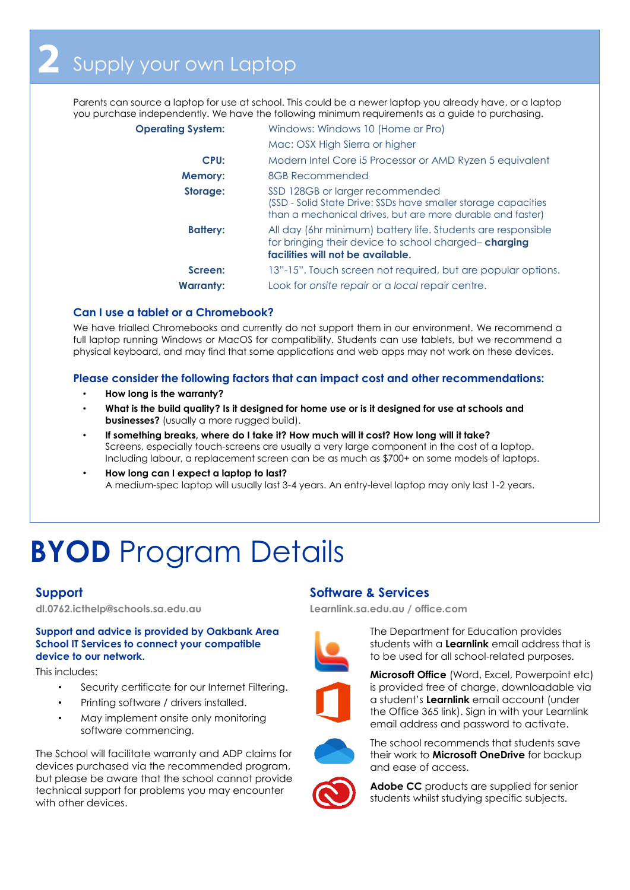# 2 Supply your own Laptop

Parents can source a laptop for use at school. This could be a newer laptop you already have, or a laptop you purchase independently. We have the following minimum requirements as a guide to purchasing.

| | |
|---|---|
| **Operating System:** | Windows: Windows 10 (Home or Pro) |
| | Mac: OSX High Sierra or higher |
| **CPU:** | Modern Intel Core i5 Processor or AMD Ryzen 5 equivalent |
| **Memory:** | 8GB Recommended |
| **Storage:** | SSD 128GB or larger recommended (SSD - Solid State Drive: SSDs have smaller storage capacities than a mechanical drives, but are more durable and faster) |
| **Battery:** | All day (6hr minimum) battery life. Students are responsible for bringing their device to school charged– **charging facilities will not be available.** |
| **Screen:** | 13"-15". Touch screen not required, but are popular options. |
| **Warranty:** | Look for *onsite repair* or a *local* repair centre. |

### Can I use a tablet or a Chromebook?

We have trialled Chromebooks and currently do not support them in our environment. We recommend a full laptop running Windows or MacOS for compatibility. Students can use tablets, but we recommend a physical keyboard, and may find that some applications and web apps may not work on these devices.

### Please consider the following factors that can impact cost and other recommendations:

- **How long is the warranty?**
- **What is the build quality? Is it designed for home use or is it designed for use at schools and businesses?** (usually a more rugged build).
- **If something breaks, where do I take it? How much will it cost? How long will it take?** Screens, especially touch-screens are usually a very large component in the cost of a laptop. Including labour, a replacement screen can be as much as $700+ on some models of laptops.
- **How long can I expect a laptop to last?** A medium-spec laptop will usually last 3-4 years. An entry-level laptop may only last 1-2 years.

# **BYOD** Program Details

## Support

**dl.0762.icthelp@schools.sa.edu.au**

**Support and advice is provided by Oakbank Area School IT Services to connect your compatible device to our network.**

This includes:

- Security certificate for our Internet Filtering.
- Printing software / drivers installed.
- May implement onsite only monitoring software commencing.

The School will facilitate warranty and ADP claims for devices purchased via the recommended program, but please be aware that the school cannot provide technical support for problems you may encounter with other devices.

## Software & Services

**Learnlink.sa.edu.au / office.com**

The Department for Education provides students with a **Learnlink** email address that is to be used for all school-related purposes.

**Microsoft Office** (Word, Excel, Powerpoint etc) is provided free of charge, downloadable via a student's **Learnlink** email account (under the Office 365 link). Sign in with your Learnlink email address and password to activate.

The school recommends that students save their work to **Microsoft OneDrive** for backup and ease of access.

**Adobe CC** products are supplied for senior students whilst studying specific subjects.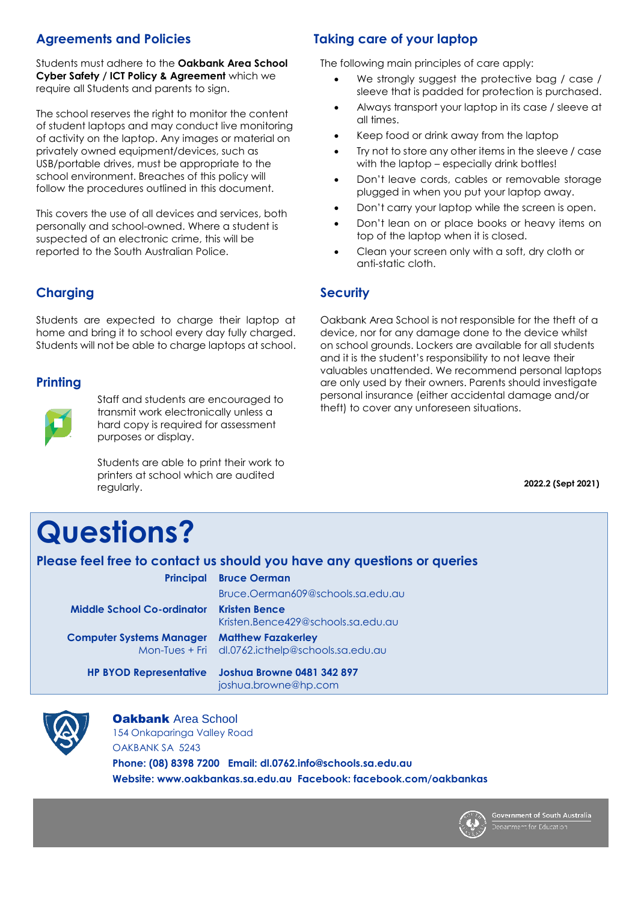## Agreements and Policies

Students must adhere to the **Oakbank Area School Cyber Safety / ICT Policy & Agreement** which we require all Students and parents to sign.

The school reserves the right to monitor the content of student laptops and may conduct live monitoring of activity on the laptop. Any images or material on privately owned equipment/devices, such as USB/portable drives, must be appropriate to the school environment. Breaches of this policy will follow the procedures outlined in this document.

This covers the use of all devices and services, both personally and school-owned. Where a student is suspected of an electronic crime, this will be reported to the South Australian Police.

## Charging

Students are expected to charge their laptop at home and bring it to school every day fully charged. Students will not be able to charge laptops at school.

## Printing

Staff and students are encouraged to transmit work electronically unless a hard copy is required for assessment purposes or display.

Students are able to print their work to printers at school which are audited regularly.

## Taking care of your laptop

The following main principles of care apply:

- We strongly suggest the protective bag / case / sleeve that is padded for protection is purchased.
- Always transport your laptop in its case / sleeve at all times.
- Keep food or drink away from the laptop
- Try not to store any other items in the sleeve / case with the laptop – especially drink bottles!
- Don't leave cords, cables or removable storage plugged in when you put your laptop away.
- Don't carry your laptop while the screen is open.
- Don't lean on or place books or heavy items on top of the laptop when it is closed.
- Clean your screen only with a soft, dry cloth or anti-static cloth.

## Security

Oakbank Area School is not responsible for the theft of a device, nor for any damage done to the device whilst on school grounds. Lockers are available for all students and it is the student's responsibility to not leave their valuables unattended. We recommend personal laptops are only used by their owners. Parents should investigate personal insurance (either accidental damage and/or theft) to cover any unforeseen situations.

**2022.2 (Sept 2021)**

# Questions?

### Please feel free to contact us should you have any questions or queries

| | |
|---|---|
| **Principal** | **Bruce Oerman**<br>Bruce.Oerman609@schools.sa.edu.au |
| **Middle School Co-ordinator** | **Kristen Bence**<br>Kristen.Bence429@schools.sa.edu.au |
| **Computer Systems Manager**<br>Mon-Tues + Fri | **Matthew Fazakerley**<br>dl.0762.icthelp@schools.sa.edu.au |
| **HP BYOD Representative** | **Joshua Browne 0481 342 897**<br>joshua.browne@hp.com |

**Oakbank** Area School
154 Onkaparinga Valley Road
OAKBANK SA 5243
**Phone: (08) 8398 7200 Email: dl.0762.info@schools.sa.edu.au**
**Website: www.oakbankas.sa.edu.au Facebook: facebook.com/oakbankas**

Government of South Australia
Department for Education